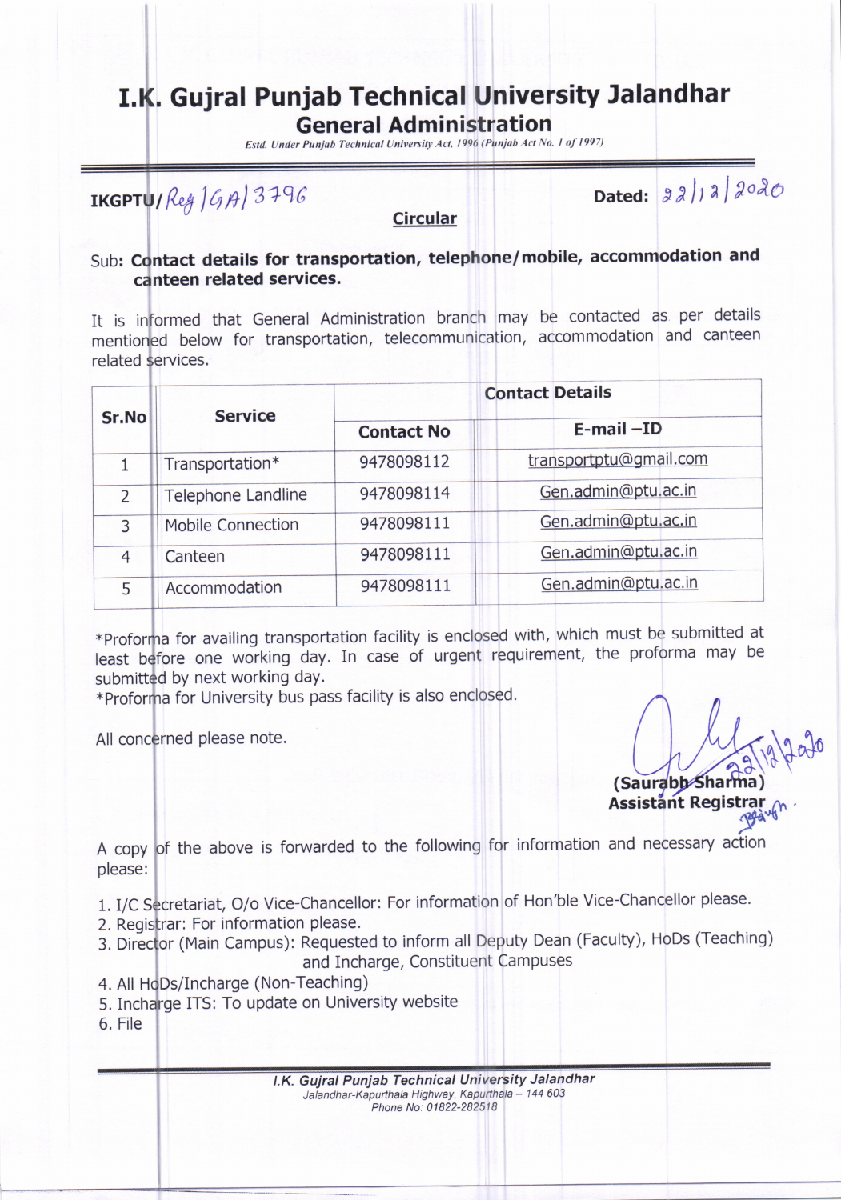# I.K. Gujral Punjab Technical University Jalandhar

## General Administration

*Estd. Under Punjab Technical University Act, 1996 (Punjab Act No. 1 of 1997)*

**IKGPTU/** Reg/GA/3796 **Dated:** 22/12/2020

**Circular**

**Sub: Contact details for transportation, telephone/mobile, accommodation and canteen related services.**

It is informed that General Administration branch may be contacted as per details mentioned below for transportation, telecommunication, accommodation and canteen related services.

| Sr.No | Service | Contact Details | |
|---|---|---|---|
| | | Contact No | E-mail –ID |
| 1 | Transportation* | 9478098112 | transportptu@gmail.com |
| 2 | Telephone Landline | 9478098114 | Gen.admin@ptu.ac.in |
| 3 | Mobile Connection | 9478098111 | Gen.admin@ptu.ac.in |
| 4 | Canteen | 9478098111 | Gen.admin@ptu.ac.in |
| 5 | Accommodation | 9478098111 | Gen.admin@ptu.ac.in |

*Proforma for availing transportation facility is enclosed with, which must be submitted at least before one working day. In case of urgent requirement, the proforma may be submitted by next working day.

*Proforma for University bus pass facility is also enclosed.

All concerned please note.

22/12/2020

**(Saurabh Sharma)**
**Assistant Registrar**

A copy of the above is forwarded to the following for information and necessary action please:

1. I/C Secretariat, O/o Vice-Chancellor: For information of Hon'ble Vice-Chancellor please.
2. Registrar: For information please.
3. Director (Main Campus): Requested to inform all Deputy Dean (Faculty), HoDs (Teaching) and Incharge, Constituent Campuses
4. All HoDs/Incharge (Non-Teaching)
5. Incharge ITS: To update on University website
6. File

*I.K. Gujral Punjab Technical University Jalandhar*
*Jalandhar-Kapurthala Highway, Kapurthala – 144 603*
*Phone No: 01822-282518*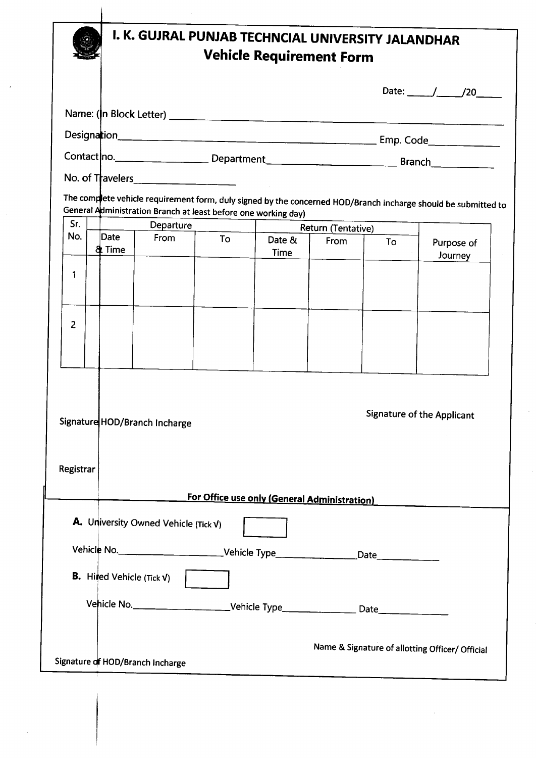# I. K. GUJRAL PUNJAB TECHNCIAL UNIVERSITY JALANDHAR

## Vehicle Requirement Form

Date: _____/_____/20_____

Name: (In Block Letter) ____________________________________________

Designation____________________________________________ Emp. Code_____________

Contact no.__________________ Department________________________ Branch___________

No. of Travelers__________________

The complete vehicle requirement form, duly signed by the concerned HOD/Branch incharge should be submitted to General Administration Branch at least before one working day)

| Sr. No. | Departure | | | Return (Tentative) | | | Purpose of Journey |
|---|---|---|---|---|---|---|---|
| | Date & Time | From | To | Date & Time | From | To | |
| 1 | | | | | | | |
| 2 | | | | | | | |

Signature of the Applicant

Signature HOD/Branch Incharge

Registrar

**For Office use only (General Administration)**

**A.** University Owned Vehicle (Tick √) [ ]

Vehicle No.____________________Vehicle Type_______________Date____________

**B.** Hired Vehicle (Tick √) [ ]

Vehicle No.____________________Vehicle Type_______________ Date______________

Name & Signature of allotting Officer/ Official

Signature of HOD/Branch Incharge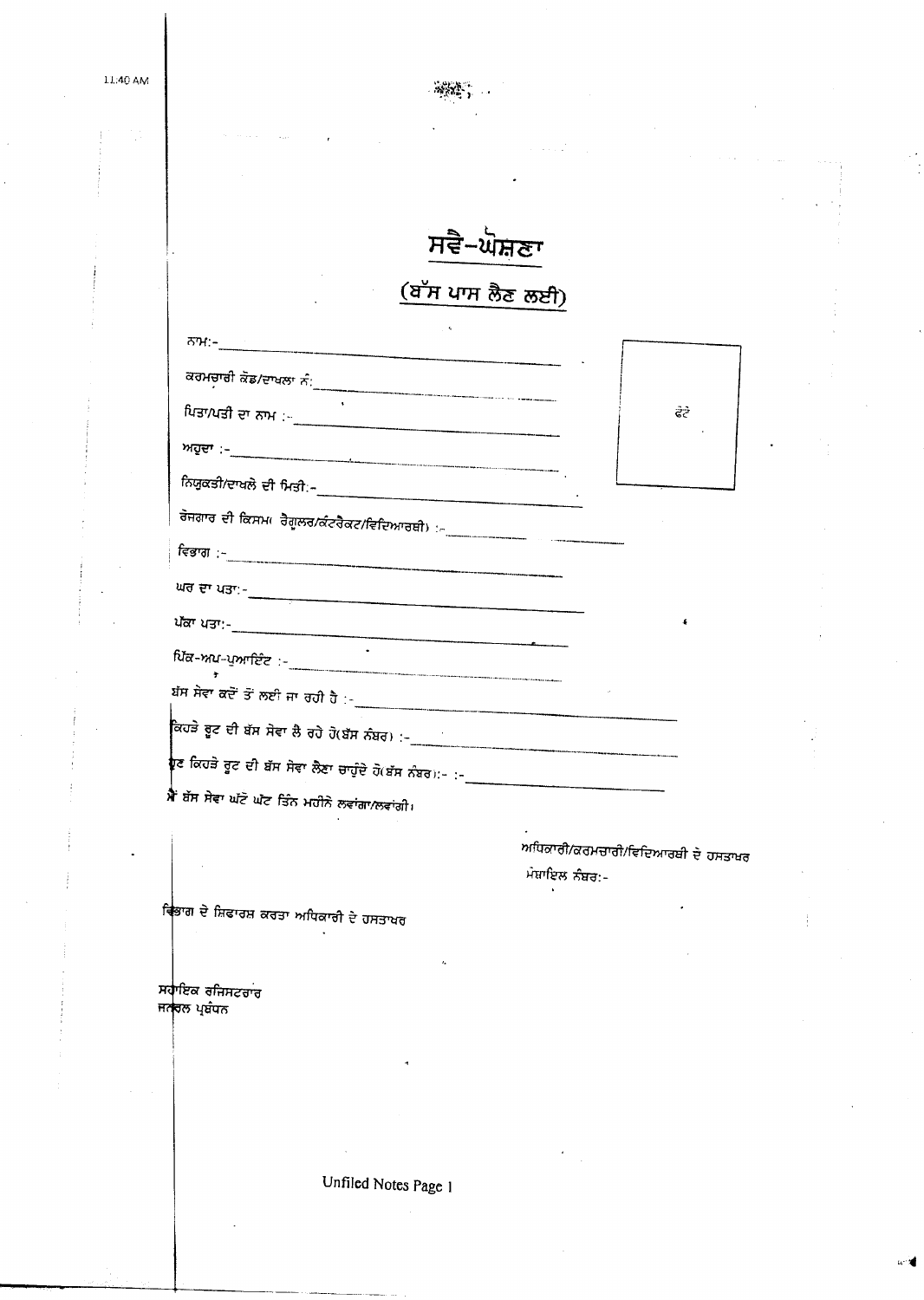# ਸਵੈ-ਘੋਸ਼ਣਾ

## (ਬੱਸ ਪਾਸ ਲੈਣ ਲਈ)

ਨਾਮ:-

ਕਰਮਚਾਰੀ ਕੋਡ/ਦਾਖਲਾ ਨੰ:

ਪਿਤਾ/ਪਤੀ ਦਾ ਨਾਮ :-

ਅਹੁਦਾ :-

ਨਿਯੁਕਤੀ/ਦਾਖਲੇ ਦੀ ਮਿਤੀ:-

ਰੋਜਗਾਰ ਦੀ ਕਿਸਮ( ਰੈਗੂਲਰ/ਕੰਟਰੈਕਟ/ਵਿਦਿਆਰਥੀ) :-

ਵਿਭਾਗ :-

ਘਰ ਦਾ ਪਤਾ:-

ਪੱਕਾ ਪਤਾ:-

ਪਿੱਕ-ਅਪ-ਪੁਆਇੰਟ :-

ਬੱਸ ਸੇਵਾ ਕਦੋਂ ਤੋਂ ਲਈ ਜਾ ਰਹੀ ਹੈ :-

ਕਿਹੜੇ ਰੂਟ ਦੀ ਬੱਸ ਸੇਵਾ ਲੈ ਰਹੇ ਹੋ(ਬੱਸ ਨੰਬਰ) :-

ਹੁਣ ਕਿਹੜੇ ਰੂਟ ਦੀ ਬੱਸ ਸੇਵਾ ਲੈਣਾ ਚਾਹੁੰਦੇ ਹੋ(ਬੱਸ ਨੰਬਰ):- :-

ਮੈਂ ਬੱਸ ਸੇਵਾ ਘੱਟੋ ਘੱਟ ਤਿੰਨ ਮਹੀਨੇ ਲਵਾਂਗਾ/ਲਵਾਂਗੀ।

ਫੋਟੋ

ਅਧਿਕਾਰੀ/ਕਰਮਚਾਰੀ/ਵਿਦਿਆਰਥੀ ਦੇ ਹਸਤਾਖਰ

ਮੋਬਾਇਲ ਨੰਬਰ:-

ਵਿਭਾਗ ਦੇ ਸ਼ਿਫਾਰਸ਼ ਕਰਤਾ ਅਧਿਕਾਰੀ ਦੇ ਹਸਤਾਖਰ

ਸਹਾਇਕ ਰਜਿਸਟਰਾਰ
ਜਨਰਲ ਪ੍ਰਬੰਧਨ